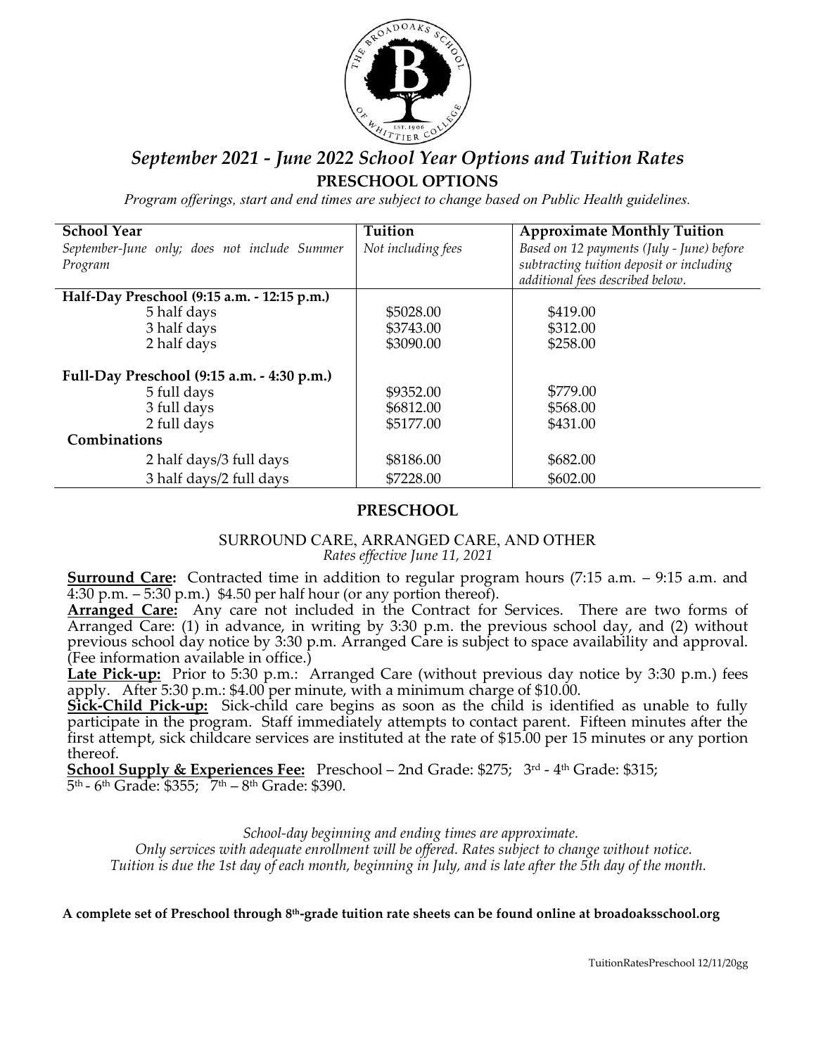# *September 2021 - June 2022 School Year Options and Tuition Rates*

## PRESCHOOL OPTIONS

*Program offerings, start and end times are subject to change based on Public Health guidelines.*

| **School Year** *September-June only; does not include Summer Program* | **Tuition** *Not including fees* | **Approximate Monthly Tuition** *Based on 12 payments (July - June) before subtracting tuition deposit or including additional fees described below.* |
|---|---|---|
| **Half-Day Preschool (9:15 a.m. - 12:15 p.m.)** | | |
| 5 half days | $5028.00 | $419.00 |
| 3 half days | $3743.00 | $312.00 |
| 2 half days | $3090.00 | $258.00 |
| **Full-Day Preschool (9:15 a.m. - 4:30 p.m.)** | | |
| 5 full days | $9352.00 | $779.00 |
| 3 full days | $6812.00 | $568.00 |
| 2 full days | $5177.00 | $431.00 |
| **Combinations** | | |
| 2 half days/3 full days | $8186.00 | $682.00 |
| 3 half days/2 full days | $7228.00 | $602.00 |

## PRESCHOOL

SURROUND CARE, ARRANGED CARE, AND OTHER

*Rates effective June 11, 2021*

**Surround Care:** Contracted time in addition to regular program hours (7:15 a.m. – 9:15 a.m. and 4:30 p.m. – 5:30 p.m.) $4.50 per half hour (or any portion thereof).

**Arranged Care:** Any care not included in the Contract for Services. There are two forms of Arranged Care: (1) in advance, in writing by 3:30 p.m. the previous school day, and (2) without previous school day notice by 3:30 p.m. Arranged Care is subject to space availability and approval. (Fee information available in office.)

**Late Pick-up:** Prior to 5:30 p.m.: Arranged Care (without previous day notice by 3:30 p.m.) fees apply. After 5:30 p.m.: $4.00 per minute, with a minimum charge of $10.00.

**Sick-Child Pick-up:** Sick-child care begins as soon as the child is identified as unable to fully participate in the program. Staff immediately attempts to contact parent. Fifteen minutes after the first attempt, sick childcare services are instituted at the rate of $15.00 per 15 minutes or any portion thereof.

**School Supply & Experiences Fee:** Preschool – 2nd Grade: $275; 3rd - 4th Grade: $315; 5th - 6th Grade: $355; 7th – 8th Grade: $390.

*School-day beginning and ending times are approximate.*
*Only services with adequate enrollment will be offered. Rates subject to change without notice.*
*Tuition is due the 1st day of each month, beginning in July, and is late after the 5th day of the month.*

**A complete set of Preschool through 8th-grade tuition rate sheets can be found online at broadoaksschool.org**

TuitionRatesPreschool 12/11/20gg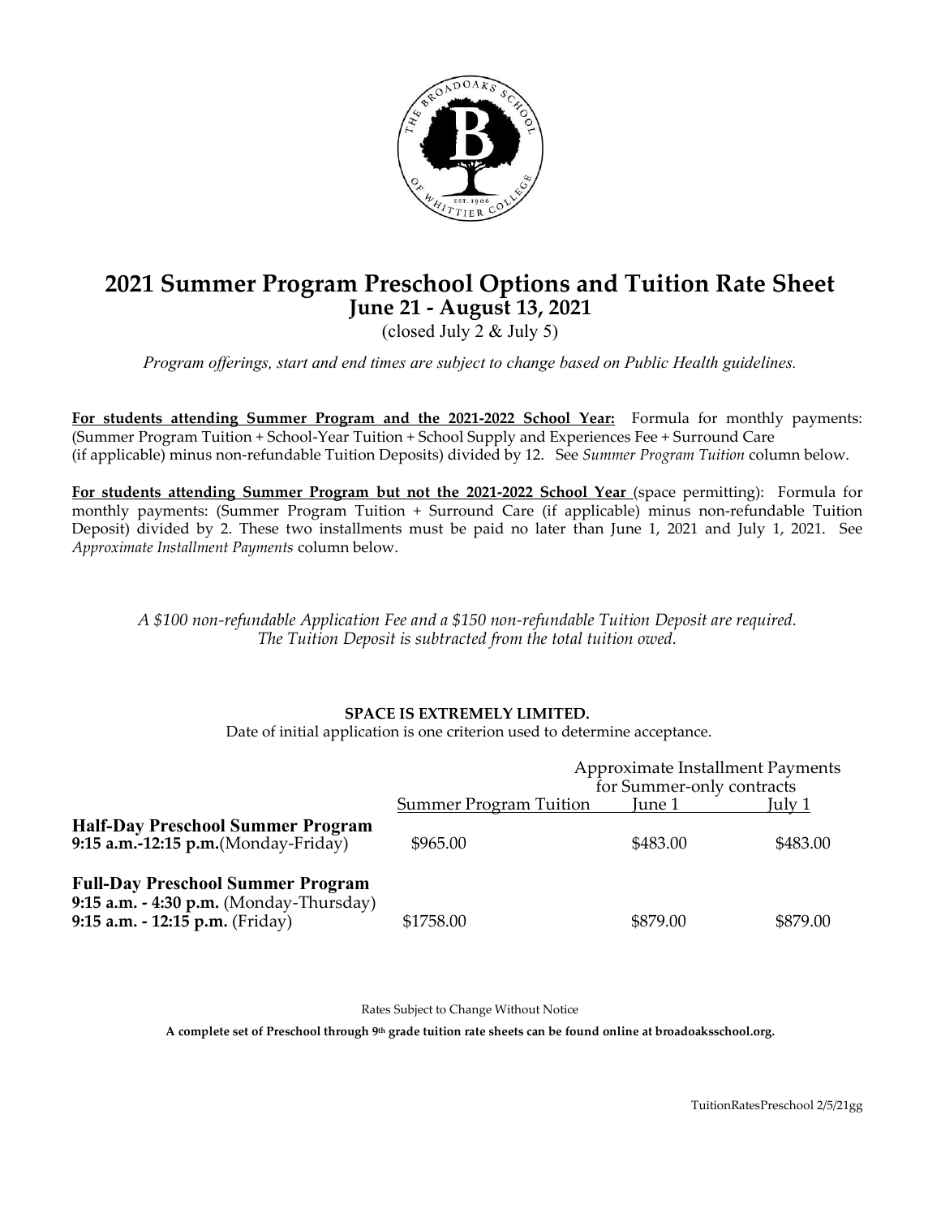# 2021 Summer Program Preschool Options and Tuition Rate Sheet

## June 21 - August 13, 2021

(closed July 2 & July 5)

*Program offerings, start and end times are subject to change based on Public Health guidelines.*

**For students attending Summer Program and the 2021-2022 School Year:** Formula for monthly payments: (Summer Program Tuition + School-Year Tuition + School Supply and Experiences Fee + Surround Care (if applicable) minus non-refundable Tuition Deposits) divided by 12. See *Summer Program Tuition* column below.

**For students attending Summer Program but not the 2021-2022 School Year** (space permitting): Formula for monthly payments: (Summer Program Tuition + Surround Care (if applicable) minus non-refundable Tuition Deposit) divided by 2. These two installments must be paid no later than June 1, 2021 and July 1, 2021. See *Approximate Installment Payments* column below.

*A $100 non-refundable Application Fee and a $150 non-refundable Tuition Deposit are required. The Tuition Deposit is subtracted from the total tuition owed.*

**SPACE IS EXTREMELY LIMITED.**

Date of initial application is one criterion used to determine acceptance.

| | Summer Program Tuition | Approximate Installment Payments for Summer-only contracts | |
|---|---|---|---|
| | | June 1 | July 1 |
| **Half-Day Preschool Summer Program** **9:15 a.m.-12:15 p.m.**(Monday-Friday) | $965.00 | $483.00 | $483.00 |
| **Full-Day Preschool Summer Program** **9:15 a.m. - 4:30 p.m.** (Monday-Thursday) **9:15 a.m. - 12:15 p.m.** (Friday) | $1758.00 | $879.00 | $879.00 |

Rates Subject to Change Without Notice

**A complete set of Preschool through 9th grade tuition rate sheets can be found online at broadoaksschool.org.**

TuitionRatesPreschool 2/5/21gg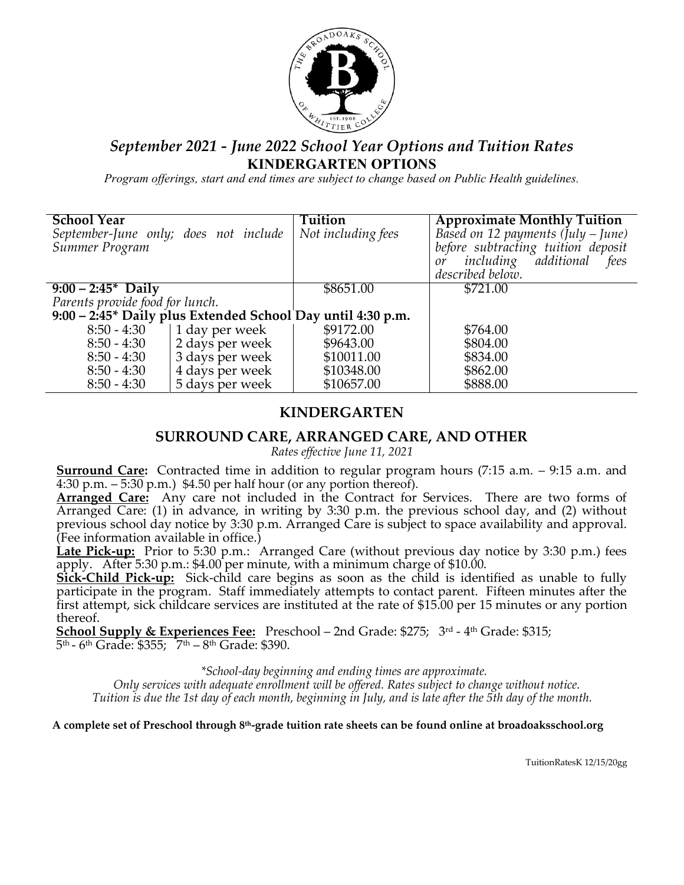# *September 2021 - June 2022 School Year Options and Tuition Rates*

## KINDERGARTEN OPTIONS

*Program offerings, start and end times are subject to change based on Public Health guidelines.*

| **School Year** *September-June only; does not include Summer Program* | | **Tuition** *Not including fees* | **Approximate Monthly Tuition** *Based on 12 payments (July – June) before subtracting tuition deposit or including additional fees described below.* |
|---|---|---|---|
| **9:00 – 2:45\* Daily** *Parents provide food for lunch.* | | $8651.00 | $721.00 |
| **9:00 – 2:45\* Daily plus Extended School Day until 4:30 p.m.** | | | |
| 8:50 - 4:30 | 1 day per week | $9172.00 | $764.00 |
| 8:50 - 4:30 | 2 days per week | $9643.00 | $804.00 |
| 8:50 - 4:30 | 3 days per week | $10011.00 | $834.00 |
| 8:50 - 4:30 | 4 days per week | $10348.00 | $862.00 |
| 8:50 - 4:30 | 5 days per week | $10657.00 | $888.00 |

## KINDERGARTEN

### SURROUND CARE, ARRANGED CARE, AND OTHER

*Rates effective June 11, 2021*

**Surround Care:** Contracted time in addition to regular program hours (7:15 a.m. – 9:15 a.m. and 4:30 p.m. – 5:30 p.m.) $4.50 per half hour (or any portion thereof).

**Arranged Care:** Any care not included in the Contract for Services. There are two forms of Arranged Care: (1) in advance, in writing by 3:30 p.m. the previous school day, and (2) without previous school day notice by 3:30 p.m. Arranged Care is subject to space availability and approval. (Fee information available in office.)

**Late Pick-up:** Prior to 5:30 p.m.: Arranged Care (without previous day notice by 3:30 p.m.) fees apply. After 5:30 p.m.: $4.00 per minute, with a minimum charge of $10.00.

**Sick-Child Pick-up:** Sick-child care begins as soon as the child is identified as unable to fully participate in the program. Staff immediately attempts to contact parent. Fifteen minutes after the first attempt, sick childcare services are instituted at the rate of $15.00 per 15 minutes or any portion thereof.

**School Supply & Experiences Fee:** Preschool – 2nd Grade: $275; 3rd - 4th Grade: $315; 5th - 6th Grade: $355; 7th – 8th Grade: $390.

*\*School-day beginning and ending times are approximate.*
*Only services with adequate enrollment will be offered. Rates subject to change without notice.*
*Tuition is due the 1st day of each month, beginning in July, and is late after the 5th day of the month.*

**A complete set of Preschool through 8th-grade tuition rate sheets can be found online at broadoaksschool.org**

TuitionRatesK 12/15/20gg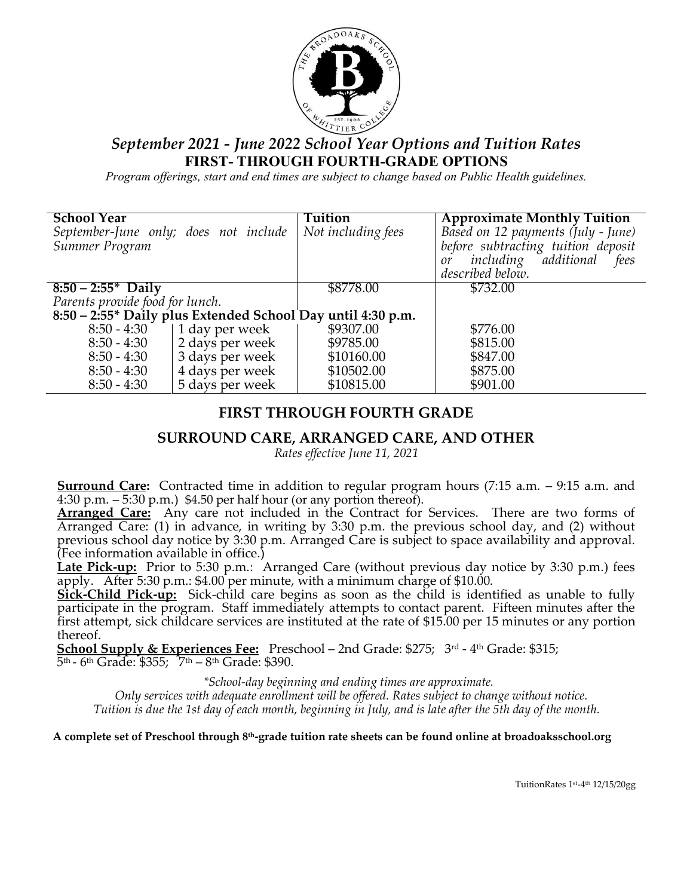## *September 2021 - June 2022 School Year Options and Tuition Rates*

### FIRST- THROUGH FOURTH-GRADE OPTIONS

*Program offerings, start and end times are subject to change based on Public Health guidelines.*

| **School Year** *September-June only; does not include Summer Program* | | **Tuition** *Not including fees* | **Approximate Monthly Tuition** *Based on 12 payments (July - June) before subtracting tuition deposit or including additional fees described below.* |
|---|---|---|---|
| **8:50 – 2:55\* Daily** *Parents provide food for lunch.* | | $8778.00 | $732.00 |
| **8:50 – 2:55\* Daily plus Extended School Day until 4:30 p.m.** | | | |
| 8:50 - 4:30 | 1 day per week | $9307.00 | $776.00 |
| 8:50 - 4:30 | 2 days per week | $9785.00 | $815.00 |
| 8:50 - 4:30 | 3 days per week | $10160.00 | $847.00 |
| 8:50 - 4:30 | 4 days per week | $10502.00 | $875.00 |
| 8:50 - 4:30 | 5 days per week | $10815.00 | $901.00 |

### FIRST THROUGH FOURTH GRADE

### SURROUND CARE, ARRANGED CARE, AND OTHER

*Rates effective June 11, 2021*

**Surround Care:** Contracted time in addition to regular program hours (7:15 a.m. – 9:15 a.m. and 4:30 p.m. – 5:30 p.m.) $4.50 per half hour (or any portion thereof).

**Arranged Care:** Any care not included in the Contract for Services. There are two forms of Arranged Care: (1) in advance, in writing by 3:30 p.m. the previous school day, and (2) without previous school day notice by 3:30 p.m. Arranged Care is subject to space availability and approval. (Fee information available in office.)

**Late Pick-up:** Prior to 5:30 p.m.: Arranged Care (without previous day notice by 3:30 p.m.) fees apply. After 5:30 p.m.: $4.00 per minute, with a minimum charge of $10.00.

**Sick-Child Pick-up:** Sick-child care begins as soon as the child is identified as unable to fully participate in the program. Staff immediately attempts to contact parent. Fifteen minutes after the first attempt, sick childcare services are instituted at the rate of $15.00 per 15 minutes or any portion thereof.

**School Supply & Experiences Fee:** Preschool – 2nd Grade: $275; 3rd - 4th Grade: $315; 5th - 6th Grade: $355; 7th – 8th Grade: $390.

*\*School-day beginning and ending times are approximate.*
*Only services with adequate enrollment will be offered. Rates subject to change without notice.*
*Tuition is due the 1st day of each month, beginning in July, and is late after the 5th day of the month.*

**A complete set of Preschool through 8th-grade tuition rate sheets can be found online at broadoaksschool.org**

TuitionRates 1st-4th 12/15/20gg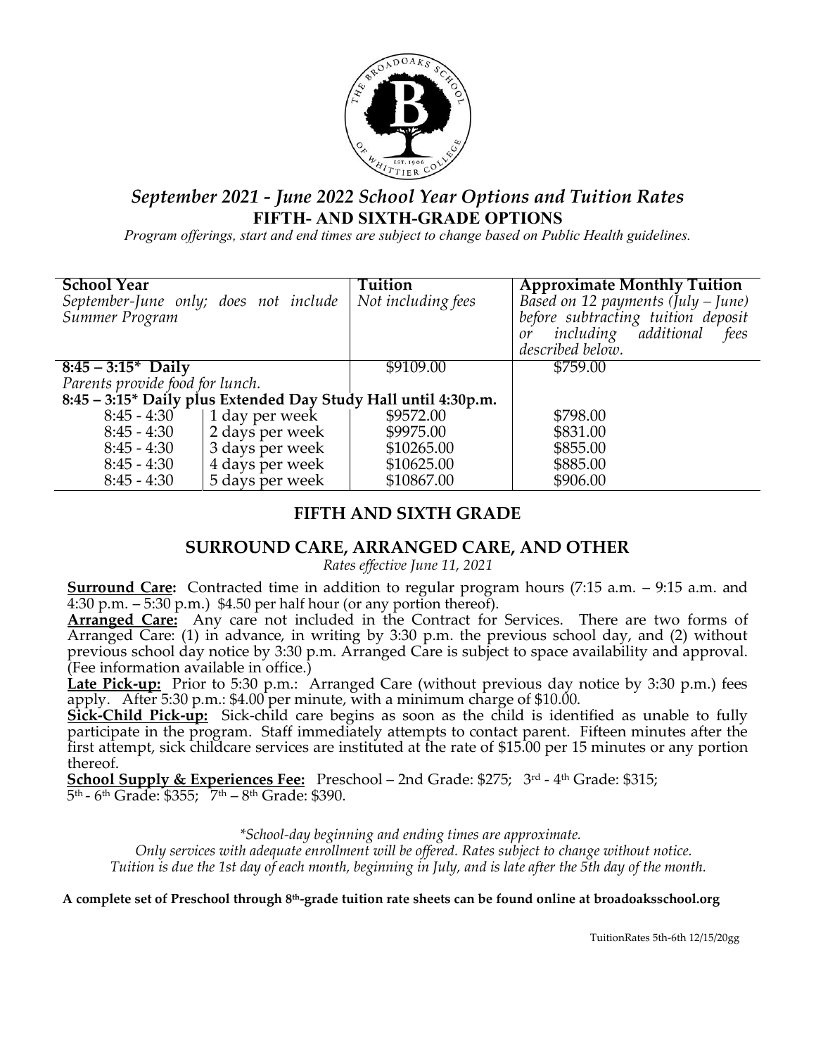## *September 2021 - June 2022 School Year Options and Tuition Rates*

### FIFTH- AND SIXTH-GRADE OPTIONS

*Program offerings, start and end times are subject to change based on Public Health guidelines.*

| **School Year** *September-June only; does not include Summer Program* | | **Tuition** *Not including fees* | **Approximate Monthly Tuition** *Based on 12 payments (July – June) before subtracting tuition deposit or including additional fees described below.* |
|---|---|---|---|
| **8:45 – 3:15* Daily** *Parents provide food for lunch.* | | $9109.00 | $759.00 |
| **8:45 – 3:15* Daily plus Extended Day Study Hall until 4:30p.m.** | | | |
| 8:45 - 4:30 | 1 day per week | $9572.00 | $798.00 |
| 8:45 - 4:30 | 2 days per week | $9975.00 | $831.00 |
| 8:45 - 4:30 | 3 days per week | $10265.00 | $855.00 |
| 8:45 - 4:30 | 4 days per week | $10625.00 | $885.00 |
| 8:45 - 4:30 | 5 days per week | $10867.00 | $906.00 |

## FIFTH AND SIXTH GRADE

## SURROUND CARE, ARRANGED CARE, AND OTHER

*Rates effective June 11, 2021*

**Surround Care:** Contracted time in addition to regular program hours (7:15 a.m. – 9:15 a.m. and 4:30 p.m. – 5:30 p.m.) $4.50 per half hour (or any portion thereof).

**Arranged Care:** Any care not included in the Contract for Services. There are two forms of Arranged Care: (1) in advance, in writing by 3:30 p.m. the previous school day, and (2) without previous school day notice by 3:30 p.m. Arranged Care is subject to space availability and approval. (Fee information available in office.)

**Late Pick-up:** Prior to 5:30 p.m.: Arranged Care (without previous day notice by 3:30 p.m.) fees apply. After 5:30 p.m.: $4.00 per minute, with a minimum charge of $10.00.

**Sick-Child Pick-up:** Sick-child care begins as soon as the child is identified as unable to fully participate in the program. Staff immediately attempts to contact parent. Fifteen minutes after the first attempt, sick childcare services are instituted at the rate of $15.00 per 15 minutes or any portion thereof.

**School Supply & Experiences Fee:** Preschool – 2nd Grade: $275; 3rd - 4th Grade: $315; 5th - 6th Grade: $355; 7th – 8th Grade: $390.

*\*School-day beginning and ending times are approximate.*
*Only services with adequate enrollment will be offered. Rates subject to change without notice.*
*Tuition is due the 1st day of each month, beginning in July, and is late after the 5th day of the month.*

**A complete set of Preschool through 8th-grade tuition rate sheets can be found online at broadoaksschool.org**

TuitionRates 5th-6th 12/15/20gg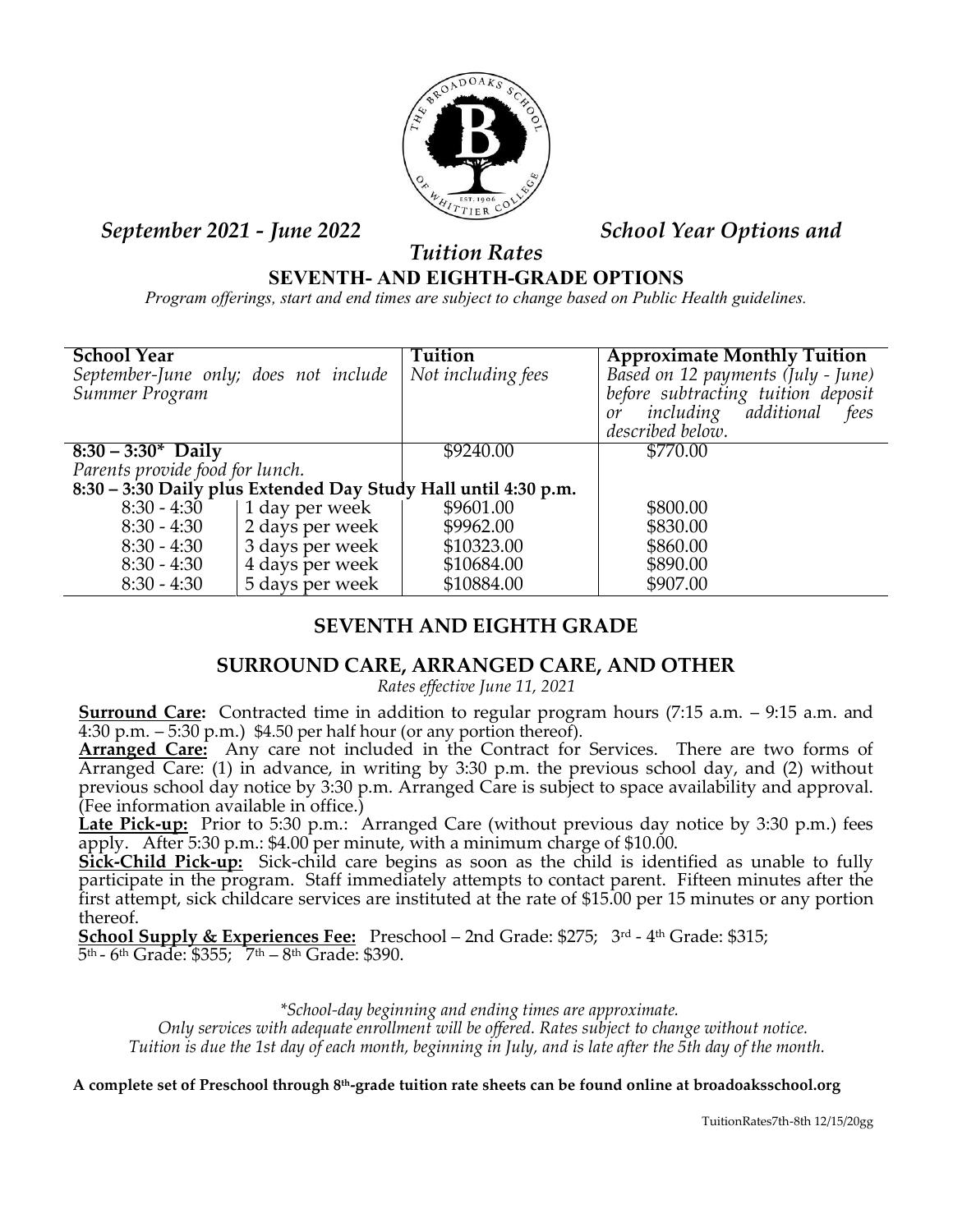*September 2021 - June 2022* *School Year Options and Tuition Rates*

## SEVENTH- AND EIGHTH-GRADE OPTIONS

*Program offerings, start and end times are subject to change based on Public Health guidelines.*

| **School Year** *September-June only; does not include Summer Program* | | **Tuition** *Not including fees* | **Approximate Monthly Tuition** *Based on 12 payments (July - June) before subtracting tuition deposit or including additional fees described below.* |
|---|---|---|---|
| **8:30 – 3:30* Daily** *Parents provide food for lunch.* | | $9240.00 | $770.00 |
| **8:30 – 3:30 Daily plus Extended Day Study Hall until 4:30 p.m.** | | | |
| 8:30 - 4:30 | 1 day per week | $9601.00 | $800.00 |
| 8:30 - 4:30 | 2 days per week | $9962.00 | $830.00 |
| 8:30 - 4:30 | 3 days per week | $10323.00 | $860.00 |
| 8:30 - 4:30 | 4 days per week | $10684.00 | $890.00 |
| 8:30 - 4:30 | 5 days per week | $10884.00 | $907.00 |

## SEVENTH AND EIGHTH GRADE

## SURROUND CARE, ARRANGED CARE, AND OTHER

*Rates effective June 11, 2021*

**Surround Care:** Contracted time in addition to regular program hours (7:15 a.m. – 9:15 a.m. and 4:30 p.m. – 5:30 p.m.) $4.50 per half hour (or any portion thereof).

**Arranged Care:** Any care not included in the Contract for Services. There are two forms of Arranged Care: (1) in advance, in writing by 3:30 p.m. the previous school day, and (2) without previous school day notice by 3:30 p.m. Arranged Care is subject to space availability and approval. (Fee information available in office.)

**Late Pick-up:** Prior to 5:30 p.m.: Arranged Care (without previous day notice by 3:30 p.m.) fees apply. After 5:30 p.m.: $4.00 per minute, with a minimum charge of $10.00.

**Sick-Child Pick-up:** Sick-child care begins as soon as the child is identified as unable to fully participate in the program. Staff immediately attempts to contact parent. Fifteen minutes after the first attempt, sick childcare services are instituted at the rate of $15.00 per 15 minutes or any portion thereof.

**School Supply & Experiences Fee:** Preschool – 2nd Grade: $275; 3rd - 4th Grade: $315; 5th - 6th Grade: $355; 7th – 8th Grade: $390.

*\*School-day beginning and ending times are approximate.*
*Only services with adequate enrollment will be offered. Rates subject to change without notice.*
*Tuition is due the 1st day of each month, beginning in July, and is late after the 5th day of the month.*

**A complete set of Preschool through 8th-grade tuition rate sheets can be found online at broadoaksschool.org**

TuitionRates7th-8th 12/15/20gg